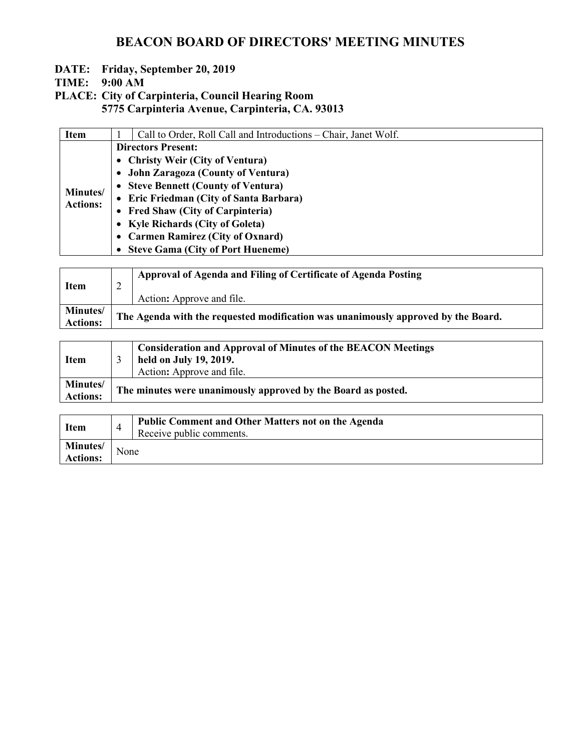# BEACON BOARD OF DIRECTORS' MEETING MINUTES

**DATE: Friday, September 20, 2019**
**TIME: 9:00 AM**
**PLACE: City of Carpinteria, Council Hearing Room**
**5775 Carpinteria Avenue, Carpinteria, CA. 93013**

| **Item** | 1 | Call to Order, Roll Call and Introductions – Chair, Janet Wolf. |
|---|---|---|
| **Minutes/ Actions:** | **Directors Present:**<br>• **Christy Weir (City of Ventura)**<br>• **John Zaragoza (County of Ventura)**<br>• **Steve Bennett (County of Ventura)**<br>• **Eric Friedman (City of Santa Barbara)**<br>• **Fred Shaw (City of Carpinteria)**<br>• **Kyle Richards (City of Goleta)**<br>• **Carmen Ramirez (City of Oxnard)**<br>• **Steve Gama (City of Port Hueneme)** | |

| **Item** | 2 | **Approval of Agenda and Filing of Certificate of Agenda Posting**<br><br>Action**:** Approve and file. |
|---|---|---|
| **Minutes/ Actions:** | **The Agenda with the requested modification was unanimously approved by the Board.** | |

| **Item** | 3 | **Consideration and Approval of Minutes of the BEACON Meetings held on July 19, 2019.**<br>Action**:** Approve and file. |
|---|---|---|
| **Minutes/ Actions:** | **The minutes were unanimously approved by the Board as posted.** | |

| **Item** | 4 | **Public Comment and Other Matters not on the Agenda**<br>Receive public comments. |
|---|---|---|
| **Minutes/ Actions:** | None | |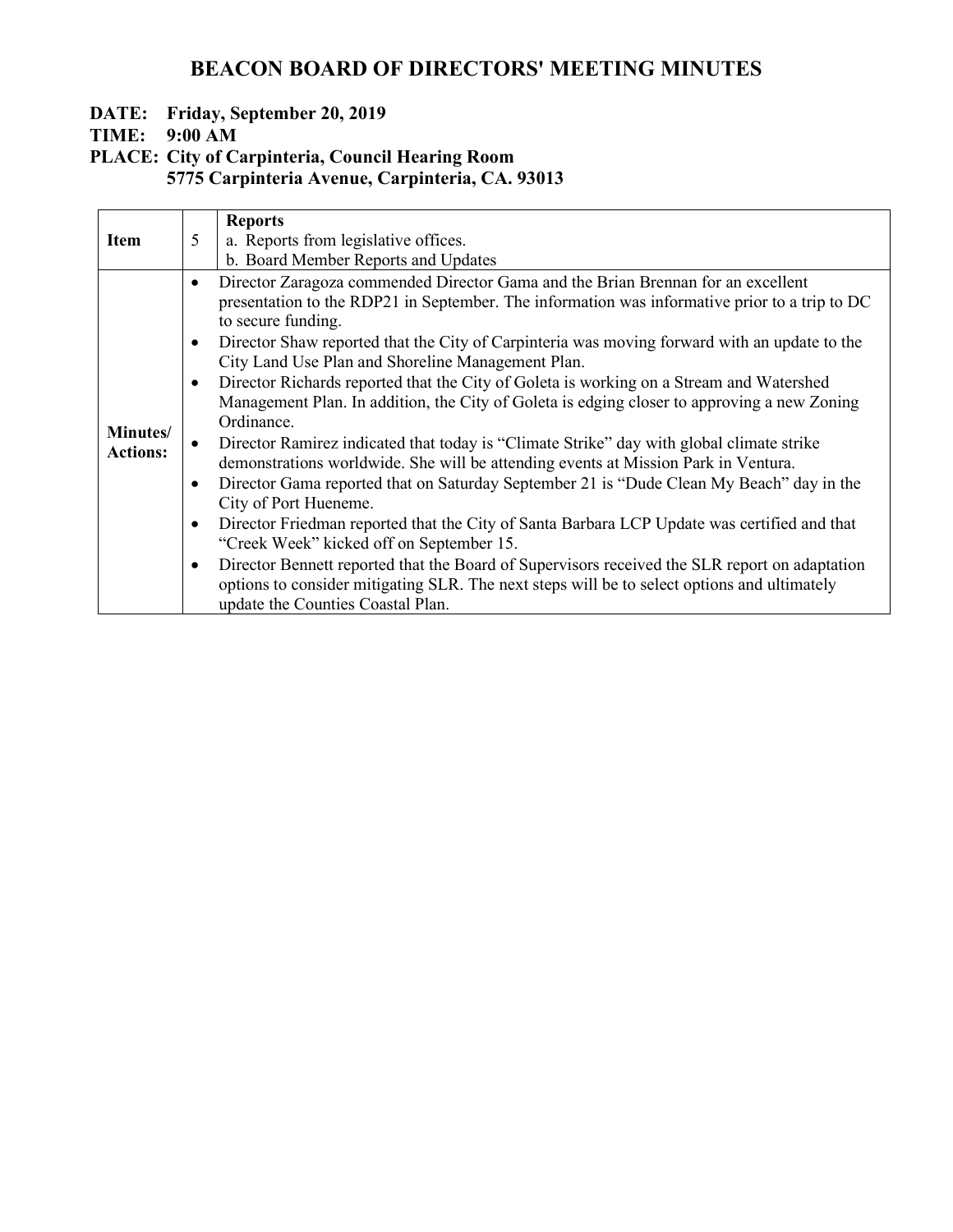# BEACON BOARD OF DIRECTORS' MEETING MINUTES

**DATE: Friday, September 20, 2019**
**TIME: 9:00 AM**
**PLACE: City of Carpinteria, Council Hearing Room**
**5775 Carpinteria Avenue, Carpinteria, CA. 93013**

| **Item** | 5 | **Reports**<br>a. Reports from legislative offices.<br>b. Board Member Reports and Updates |
|---|---|---|
| **Minutes/ Actions:** | | • Director Zaragoza commended Director Gama and the Brian Brennan for an excellent presentation to the RDP21 in September. The information was informative prior to a trip to DC to secure funding.<br>• Director Shaw reported that the City of Carpinteria was moving forward with an update to the City Land Use Plan and Shoreline Management Plan.<br>• Director Richards reported that the City of Goleta is working on a Stream and Watershed Management Plan. In addition, the City of Goleta is edging closer to approving a new Zoning Ordinance.<br>• Director Ramirez indicated that today is "Climate Strike" day with global climate strike demonstrations worldwide. She will be attending events at Mission Park in Ventura.<br>• Director Gama reported that on Saturday September 21 is "Dude Clean My Beach" day in the City of Port Hueneme.<br>• Director Friedman reported that the City of Santa Barbara LCP Update was certified and that "Creek Week" kicked off on September 15.<br>• Director Bennett reported that the Board of Supervisors received the SLR report on adaptation options to consider mitigating SLR. The next steps will be to select options and ultimately update the Counties Coastal Plan. |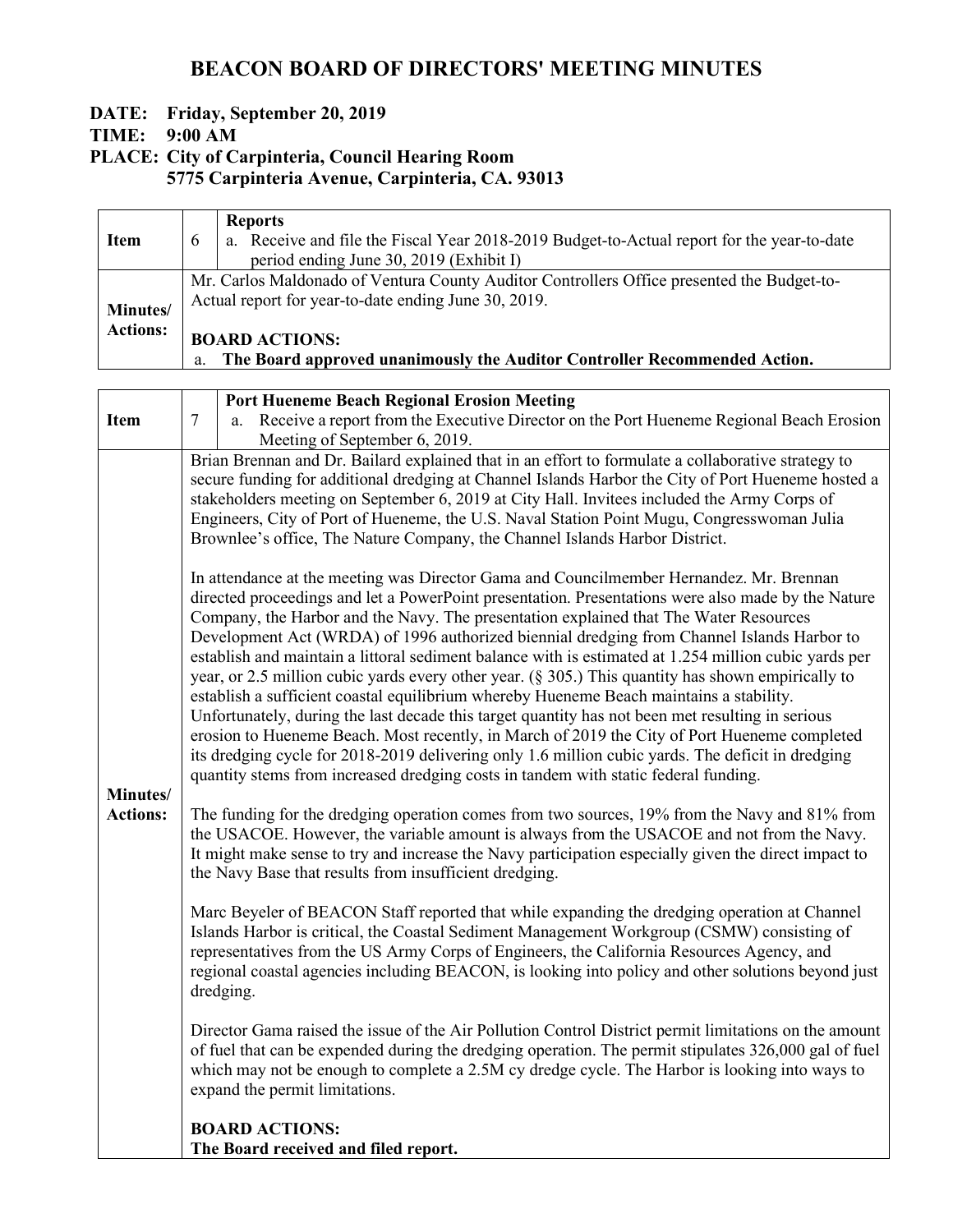# BEACON BOARD OF DIRECTORS' MEETING MINUTES

**DATE: Friday, September 20, 2019**
**TIME: 9:00 AM**
**PLACE: City of Carpinteria, Council Hearing Room**
**5775 Carpinteria Avenue, Carpinteria, CA. 93013**

| Item | 6 | **Reports**<br>a. Receive and file the Fiscal Year 2018-2019 Budget-to-Actual report for the year-to-date period ending June 30, 2019 (Exhibit I) |
|---|---|---|
| **Minutes/ Actions:** | | Mr. Carlos Maldonado of Ventura County Auditor Controllers Office presented the Budget-to-Actual report for year-to-date ending June 30, 2019.<br><br>**BOARD ACTIONS:**<br>a. **The Board approved unanimously the Auditor Controller Recommended Action.** |

| Item | 7 | **Port Hueneme Beach Regional Erosion Meeting**<br>a. Receive a report from the Executive Director on the Port Hueneme Regional Beach Erosion Meeting of September 6, 2019. |
|---|---|---|
| **Minutes/ Actions:** | | Brian Brennan and Dr. Bailard explained that in an effort to formulate a collaborative strategy to secure funding for additional dredging at Channel Islands Harbor the City of Port Hueneme hosted a stakeholders meeting on September 6, 2019 at City Hall. Invitees included the Army Corps of Engineers, City of Port of Hueneme, the U.S. Naval Station Point Mugu, Congresswoman Julia Brownlee's office, The Nature Company, the Channel Islands Harbor District.<br><br>In attendance at the meeting was Director Gama and Councilmember Hernandez. Mr. Brennan directed proceedings and let a PowerPoint presentation. Presentations were also made by the Nature Company, the Harbor and the Navy. The presentation explained that The Water Resources Development Act (WRDA) of 1996 authorized biennial dredging from Channel Islands Harbor to establish and maintain a littoral sediment balance with is estimated at 1.254 million cubic yards per year, or 2.5 million cubic yards every other year. (§ 305.) This quantity has shown empirically to establish a sufficient coastal equilibrium whereby Hueneme Beach maintains a stability. Unfortunately, during the last decade this target quantity has not been met resulting in serious erosion to Hueneme Beach. Most recently, in March of 2019 the City of Port Hueneme completed its dredging cycle for 2018-2019 delivering only 1.6 million cubic yards. The deficit in dredging quantity stems from increased dredging costs in tandem with static federal funding.<br><br>The funding for the dredging operation comes from two sources, 19% from the Navy and 81% from the USACOE. However, the variable amount is always from the USACOE and not from the Navy. It might make sense to try and increase the Navy participation especially given the direct impact to the Navy Base that results from insufficient dredging.<br><br>Marc Beyeler of BEACON Staff reported that while expanding the dredging operation at Channel Islands Harbor is critical, the Coastal Sediment Management Workgroup (CSMW) consisting of representatives from the US Army Corps of Engineers, the California Resources Agency, and regional coastal agencies including BEACON, is looking into policy and other solutions beyond just dredging.<br><br>Director Gama raised the issue of the Air Pollution Control District permit limitations on the amount of fuel that can be expended during the dredging operation. The permit stipulates 326,000 gal of fuel which may not be enough to complete a 2.5M cy dredge cycle. The Harbor is looking into ways to expand the permit limitations.<br><br>**BOARD ACTIONS:**<br>**The Board received and filed report.** |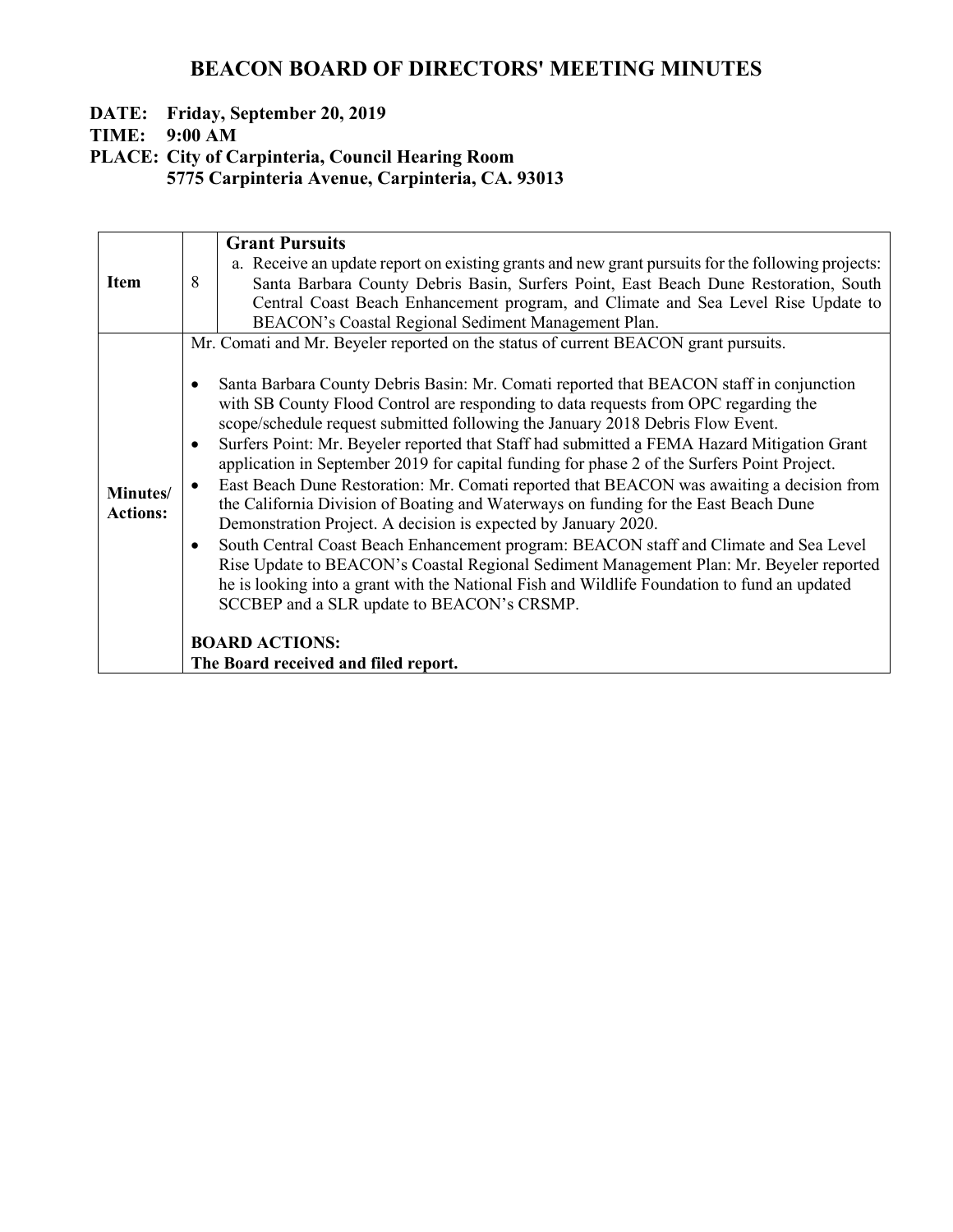# BEACON BOARD OF DIRECTORS' MEETING MINUTES

**DATE: Friday, September 20, 2019**
**TIME: 9:00 AM**
**PLACE: City of Carpinteria, Council Hearing Room**
**5775 Carpinteria Avenue, Carpinteria, CA. 93013**

| | | |
|---|---|---|
| **Item** | 8 | **Grant Pursuits**<br>a. Receive an update report on existing grants and new grant pursuits for the following projects: Santa Barbara County Debris Basin, Surfers Point, East Beach Dune Restoration, South Central Coast Beach Enhancement program, and Climate and Sea Level Rise Update to BEACON's Coastal Regional Sediment Management Plan. |
| **Minutes/ Actions:** | Mr. Comati and Mr. Beyeler reported on the status of current BEACON grant pursuits.<br><br>• Santa Barbara County Debris Basin: Mr. Comati reported that BEACON staff in conjunction with SB County Flood Control are responding to data requests from OPC regarding the scope/schedule request submitted following the January 2018 Debris Flow Event.<br>• Surfers Point: Mr. Beyeler reported that Staff had submitted a FEMA Hazard Mitigation Grant application in September 2019 for capital funding for phase 2 of the Surfers Point Project.<br>• East Beach Dune Restoration: Mr. Comati reported that BEACON was awaiting a decision from the California Division of Boating and Waterways on funding for the East Beach Dune Demonstration Project. A decision is expected by January 2020.<br>• South Central Coast Beach Enhancement program: BEACON staff and Climate and Sea Level Rise Update to BEACON's Coastal Regional Sediment Management Plan: Mr. Beyeler reported he is looking into a grant with the National Fish and Wildlife Foundation to fund an updated SCCBEP and a SLR update to BEACON's CRSMP.<br><br>**BOARD ACTIONS:**<br>**The Board received and filed report.** | |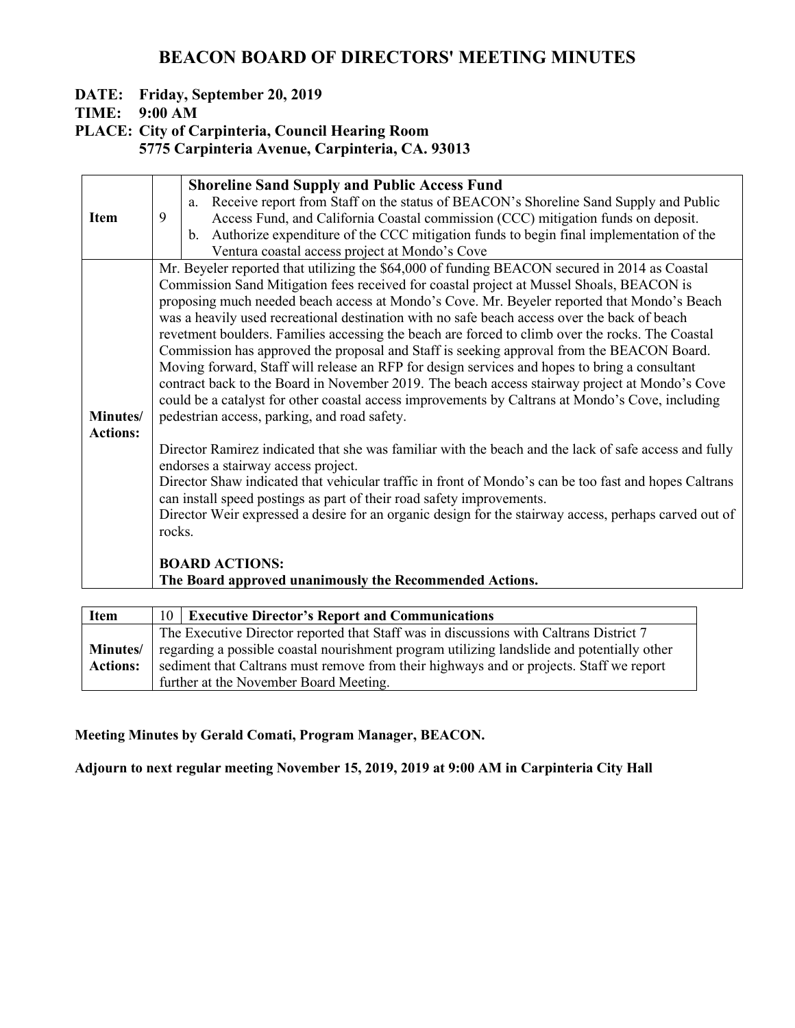# BEACON BOARD OF DIRECTORS' MEETING MINUTES

**DATE: Friday, September 20, 2019**

**TIME: 9:00 AM**

**PLACE: City of Carpinteria, Council Hearing Room**
**5775 Carpinteria Avenue, Carpinteria, CA. 93013**

| | | |
|---|---|---|
| **Item** | 9 | **Shoreline Sand Supply and Public Access Fund**<br>a. Receive report from Staff on the status of BEACON's Shoreline Sand Supply and Public Access Fund, and California Coastal commission (CCC) mitigation funds on deposit.<br>b. Authorize expenditure of the CCC mitigation funds to begin final implementation of the Ventura coastal access project at Mondo's Cove |
| **Minutes/ Actions:** | | Mr. Beyeler reported that utilizing the $64,000 of funding BEACON secured in 2014 as Coastal Commission Sand Mitigation fees received for coastal project at Mussel Shoals, BEACON is proposing much needed beach access at Mondo's Cove. Mr. Beyeler reported that Mondo's Beach was a heavily used recreational destination with no safe beach access over the back of beach revetment boulders. Families accessing the beach are forced to climb over the rocks. The Coastal Commission has approved the proposal and Staff is seeking approval from the BEACON Board. Moving forward, Staff will release an RFP for design services and hopes to bring a consultant contract back to the Board in November 2019. The beach access stairway project at Mondo's Cove could be a catalyst for other coastal access improvements by Caltrans at Mondo's Cove, including pedestrian access, parking, and road safety.<br><br>Director Ramirez indicated that she was familiar with the beach and the lack of safe access and fully endorses a stairway access project.<br>Director Shaw indicated that vehicular traffic in front of Mondo's can be too fast and hopes Caltrans can install speed postings as part of their road safety improvements.<br>Director Weir expressed a desire for an organic design for the stairway access, perhaps carved out of rocks.<br><br>**BOARD ACTIONS:**<br>**The Board approved unanimously the Recommended Actions.** |

| | | |
|---|---|---|
| **Item** | 10 | **Executive Director's Report and Communications** |
| **Minutes/ Actions:** | | The Executive Director reported that Staff was in discussions with Caltrans District 7 regarding a possible coastal nourishment program utilizing landslide and potentially other sediment that Caltrans must remove from their highways and or projects. Staff we report further at the November Board Meeting. |

**Meeting Minutes by Gerald Comati, Program Manager, BEACON.**

**Adjourn to next regular meeting November 15, 2019, 2019 at 9:00 AM in Carpinteria City Hall**